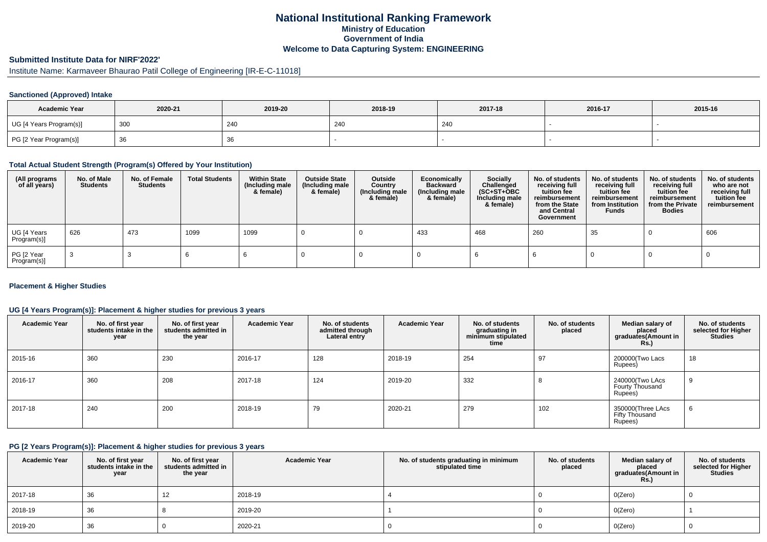# National Institutional Ranking Framework
## Ministry of Education
## Government of India
## Welcome to Data Capturing System: ENGINEERING

**Submitted Institute Data for NIRF'2022'**

Institute Name: Karmaveer Bhaurao Patil College of Engineering [IR-E-C-11018]

### Sanctioned (Approved) Intake

| Academic Year | 2020-21 | 2019-20 | 2018-19 | 2017-18 | 2016-17 | 2015-16 |
|---|---|---|---|---|---|---|
| UG [4 Years Program(s)] | 300 | 240 | 240 | 240 | - | - |
| PG [2 Year Program(s)] | 36 | 36 | - | - | - | - |

### Total Actual Student Strength (Program(s) Offered by Your Institution)

| (All programs of all years) | No. of Male Students | No. of Female Students | Total Students | Within State (Including male & female) | Outside State (Including male & female) | Outside Country (Including male & female) | Economically Backward (Including male & female) | Socially Challenged (SC+ST+OBC Including male & female) | No. of students receiving full tuition fee reimbursement from the State and Central Government | No. of students receiving full tuition fee reimbursement from Institution Funds | No. of students receiving full tuition fee reimbursement from the Private Bodies | No. of students who are not receiving full tuition fee reimbursement |
|---|---|---|---|---|---|---|---|---|---|---|---|---|
| UG [4 Years Program(s)] | 626 | 473 | 1099 | 1099 | 0 | 0 | 433 | 468 | 260 | 35 | 0 | 606 |
| PG [2 Year Program(s)] | 3 | 3 | 6 | 6 | 0 | 0 | 0 | 6 | 6 | 0 | 0 | 0 |

### Placement & Higher Studies

#### UG [4 Years Program(s)]: Placement & higher studies for previous 3 years

| Academic Year | No. of first year students intake in the year | No. of first year students admitted in the year | Academic Year | No. of students admitted through Lateral entry | Academic Year | No. of students graduating in minimum stipulated time | No. of students placed | Median salary of placed graduates(Amount in Rs.) | No. of students selected for Higher Studies |
|---|---|---|---|---|---|---|---|---|---|
| 2015-16 | 360 | 230 | 2016-17 | 128 | 2018-19 | 254 | 97 | 200000(Two Lacs Rupees) | 18 |
| 2016-17 | 360 | 208 | 2017-18 | 124 | 2019-20 | 332 | 8 | 240000(Two LAcs Fourty Thousand Rupees) | 9 |
| 2017-18 | 240 | 200 | 2018-19 | 79 | 2020-21 | 279 | 102 | 350000(Three LAcs Fifty Thousand Rupees) | 6 |

#### PG [2 Years Program(s)]: Placement & higher studies for previous 3 years

| Academic Year | No. of first year students intake in the year | No. of first year students admitted in the year | Academic Year | No. of students graduating in minimum stipulated time | No. of students placed | Median salary of placed graduates(Amount in Rs.) | No. of students selected for Higher Studies |
|---|---|---|---|---|---|---|---|
| 2017-18 | 36 | 12 | 2018-19 | 4 | 0 | 0(Zero) | 0 |
| 2018-19 | 36 | 8 | 2019-20 | 1 | 0 | 0(Zero) | 1 |
| 2019-20 | 36 | 0 | 2020-21 | 0 | 0 | 0(Zero) | 0 |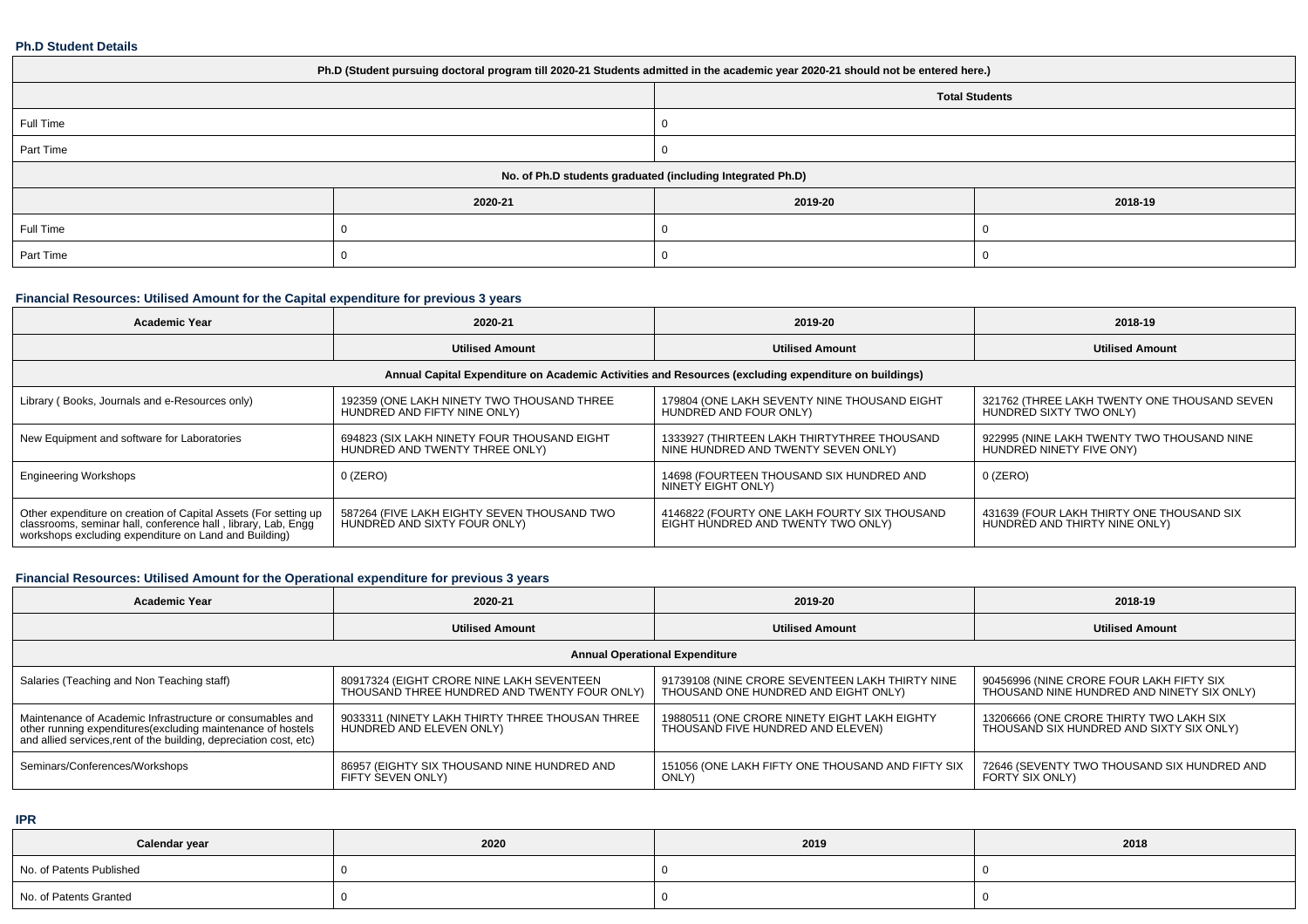### Ph.D Student Details

| Ph.D (Student pursuing doctoral program till 2020-21 Students admitted in the academic year 2020-21 should not be entered here.) | | | |
|---|---|---|---|
| | | Total Students | |
| Full Time | | 0 | |
| Part Time | | 0 | |
| No. of Ph.D students graduated (including Integrated Ph.D) | | | |
| | 2020-21 | 2019-20 | 2018-19 |
| Full Time | 0 | 0 | 0 |
| Part Time | 0 | 0 | 0 |

### Financial Resources: Utilised Amount for the Capital expenditure for previous 3 years

| Academic Year | 2020-21 | 2019-20 | 2018-19 |
|---|---|---|---|
| | Utilised Amount | Utilised Amount | Utilised Amount |
| Annual Capital Expenditure on Academic Activities and Resources (excluding expenditure on buildings) | | | |
| Library ( Books, Journals and e-Resources only) | 192359 (ONE LAKH NINETY TWO THOUSAND THREE HUNDRED AND FIFTY NINE ONLY) | 179804 (ONE LAKH SEVENTY NINE THOUSAND EIGHT HUNDRED AND FOUR ONLY) | 321762 (THREE LAKH TWENTY ONE THOUSAND SEVEN HUNDRED SIXTY TWO ONLY) |
| New Equipment and software for Laboratories | 694823 (SIX LAKH NINETY FOUR THOUSAND EIGHT HUNDRED AND TWENTY THREE ONLY) | 1333927 (THIRTEEN LAKH THIRTYTHREE THOUSAND NINE HUNDRED AND TWENTY SEVEN ONLY) | 922995 (NINE LAKH TWENTY TWO THOUSAND NINE HUNDRED NINETY FIVE ONY) |
| Engineering Workshops | 0 (ZERO) | 14698 (FOURTEEN THOUSAND SIX HUNDRED AND NINETY EIGHT ONLY) | 0 (ZERO) |
| Other expenditure on creation of Capital Assets (For setting up classrooms, seminar hall, conference hall , library, Lab, Engg workshops excluding expenditure on Land and Building) | 587264 (FIVE LAKH EIGHTY SEVEN THOUSAND TWO HUNDRED AND SIXTY FOUR ONLY) | 4146822 (FOURTY ONE LAKH FOURTY SIX THOUSAND EIGHT HUNDRED AND TWENTY TWO ONLY) | 431639 (FOUR LAKH THIRTY ONE THOUSAND SIX HUNDRED AND THIRTY NINE ONLY) |

### Financial Resources: Utilised Amount for the Operational expenditure for previous 3 years

| Academic Year | 2020-21 | 2019-20 | 2018-19 |
|---|---|---|---|
| | Utilised Amount | Utilised Amount | Utilised Amount |
| Annual Operational Expenditure | | | |
| Salaries (Teaching and Non Teaching staff) | 80917324 (EIGHT CRORE NINE LAKH SEVENTEEN THOUSAND THREE HUNDRED AND TWENTY FOUR ONLY) | 91739108 (NINE CRORE SEVENTEEN LAKH THIRTY NINE THOUSAND ONE HUNDRED AND EIGHT ONLY) | 90456996 (NINE CRORE FOUR LAKH FIFTY SIX THOUSAND NINE HUNDRED AND NINETY SIX ONLY) |
| Maintenance of Academic Infrastructure or consumables and other running expenditures(excluding maintenance of hostels and allied services,rent of the building, depreciation cost, etc) | 9033311 (NINETY LAKH THIRTY THREE THOUSAN THREE HUNDRED AND ELEVEN ONLY) | 19880511 (ONE CRORE NINETY EIGHT LAKH EIGHTY THOUSAND FIVE HUNDRED AND ELEVEN) | 13206666 (ONE CRORE THIRTY TWO LAKH SIX THOUSAND SIX HUNDRED AND SIXTY SIX ONLY) |
| Seminars/Conferences/Workshops | 86957 (EIGHTY SIX THOUSAND NINE HUNDRED AND FIFTY SEVEN ONLY) | 151056 (ONE LAKH FIFTY ONE THOUSAND AND FIFTY SIX ONLY) | 72646 (SEVENTY TWO THOUSAND SIX HUNDRED AND FORTY SIX ONLY) |

### IPR

| Calendar year | 2020 | 2019 | 2018 |
|---|---|---|---|
| No. of Patents Published | 0 | 0 | 0 |
| No. of Patents Granted | 0 | 0 | 0 |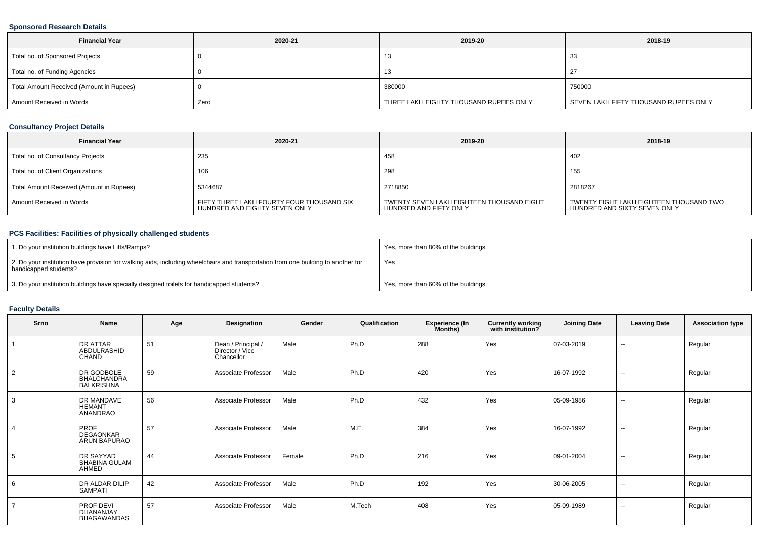### Sponsored Research Details

| Financial Year | 2020-21 | 2019-20 | 2018-19 |
|---|---|---|---|
| Total no. of Sponsored Projects | 0 | 13 | 33 |
| Total no. of Funding Agencies | 0 | 13 | 27 |
| Total Amount Received (Amount in Rupees) | 0 | 380000 | 750000 |
| Amount Received in Words | Zero | THREE LAKH EIGHTY THOUSAND RUPEES ONLY | SEVEN LAKH FIFTY THOUSAND RUPEES ONLY |

### Consultancy Project Details

| Financial Year | 2020-21 | 2019-20 | 2018-19 |
|---|---|---|---|
| Total no. of Consultancy Projects | 235 | 458 | 402 |
| Total no. of Client Organizations | 106 | 298 | 155 |
| Total Amount Received (Amount in Rupees) | 5344687 | 2718850 | 2818267 |
| Amount Received in Words | FIFTY THREE LAKH FOURTY FOUR THOUSAND SIX HUNDRED AND EIGHTY SEVEN ONLY | TWENTY SEVEN LAKH EIGHTEEN THOUSAND EIGHT HUNDRED AND FIFTY ONLY | TWENTY EIGHT LAKH EIGHTEEN THOUSAND TWO HUNDRED AND SIXTY SEVEN ONLY |

### PCS Facilities: Facilities of physically challenged students

| | |
|---|---|
| 1. Do your institution buildings have Lifts/Ramps? | Yes, more than 80% of the buildings |
| 2. Do your institution have provision for walking aids, including wheelchairs and transportation from one building to another for handicapped students? | Yes |
| 3. Do your institution buildings have specially designed toilets for handicapped students? | Yes, more than 60% of the buildings |

### Faculty Details

| Srno | Name | Age | Designation | Gender | Qualification | Experience (In Months) | Currently working with institution? | Joining Date | Leaving Date | Association type |
|---|---|---|---|---|---|---|---|---|---|---|
| 1 | DR ATTAR ABDULRASHID CHAND | 51 | Dean / Principal / Director / Vice Chancellor | Male | Ph.D | 288 | Yes | 07-03-2019 | -- | Regular |
| 2 | DR GODBOLE BHALCHANDRA BALKRISHNA | 59 | Associate Professor | Male | Ph.D | 420 | Yes | 16-07-1992 | -- | Regular |
| 3 | DR MANDAVE HEMANT ANANDRAO | 56 | Associate Professor | Male | Ph.D | 432 | Yes | 05-09-1986 | -- | Regular |
| 4 | PROF DEGAONKAR ARUN BAPURAO | 57 | Associate Professor | Male | M.E. | 384 | Yes | 16-07-1992 | -- | Regular |
| 5 | DR SAYYAD SHABINA GULAM AHMED | 44 | Associate Professor | Female | Ph.D | 216 | Yes | 09-01-2004 | -- | Regular |
| 6 | DR ALDAR DILIP SAMPATI | 42 | Associate Professor | Male | Ph.D | 192 | Yes | 30-06-2005 | -- | Regular |
| 7 | PROF DEVI DHANANJAY BHAGAWANDAS | 57 | Associate Professor | Male | M.Tech | 408 | Yes | 05-09-1989 | -- | Regular |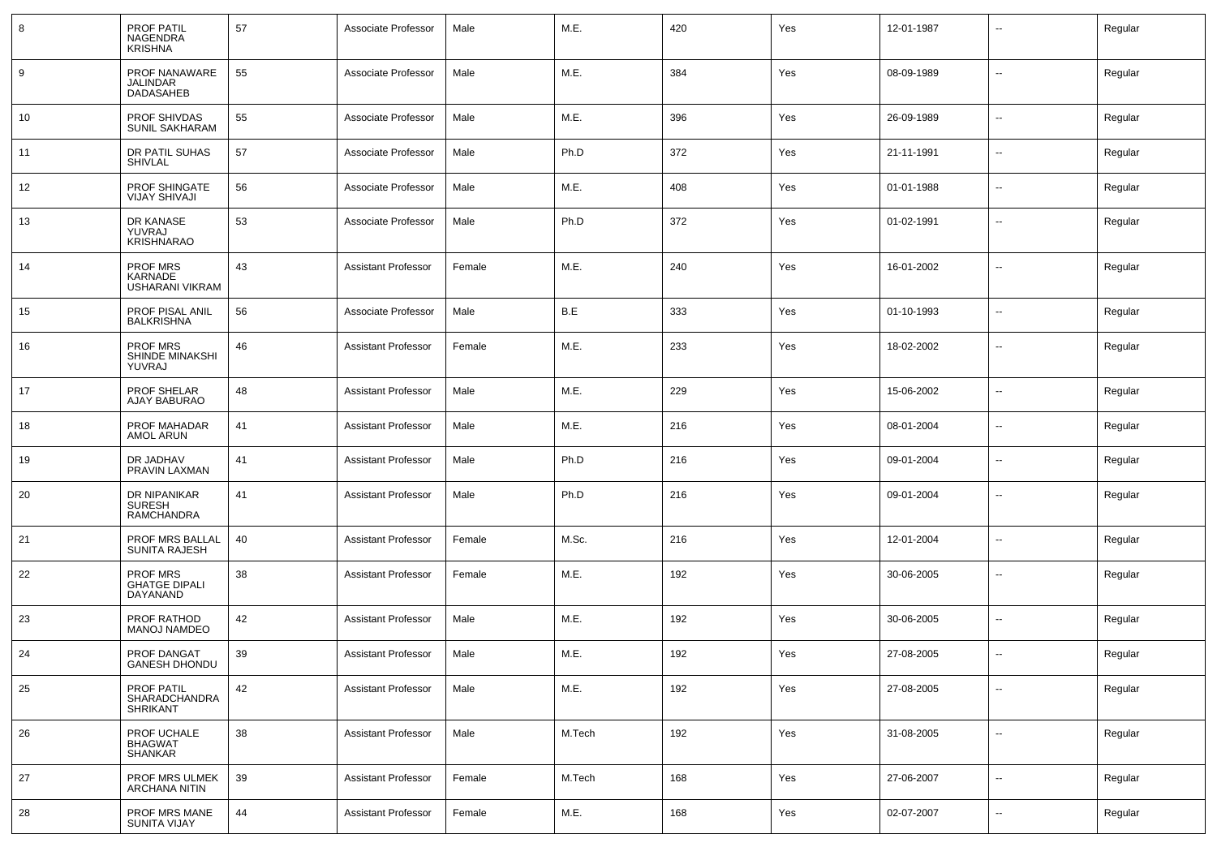| 8 | PROF PATIL NAGENDRA KRISHNA | 57 | Associate Professor | Male | M.E. | 420 | Yes | 12-01-1987 | -- | Regular |
|---|---|---|---|---|---|---|---|---|---|---|
| 9 | PROF NANAWARE JALINDAR DADASAHEB | 55 | Associate Professor | Male | M.E. | 384 | Yes | 08-09-1989 | -- | Regular |
| 10 | PROF SHIVDAS SUNIL SAKHARAM | 55 | Associate Professor | Male | M.E. | 396 | Yes | 26-09-1989 | -- | Regular |
| 11 | DR PATIL SUHAS SHIVLAL | 57 | Associate Professor | Male | Ph.D | 372 | Yes | 21-11-1991 | -- | Regular |
| 12 | PROF SHINGATE VIJAY SHIVAJI | 56 | Associate Professor | Male | M.E. | 408 | Yes | 01-01-1988 | -- | Regular |
| 13 | DR KANASE YUVRAJ KRISHNARAO | 53 | Associate Professor | Male | Ph.D | 372 | Yes | 01-02-1991 | -- | Regular |
| 14 | PROF MRS KARNADE USHARANI VIKRAM | 43 | Assistant Professor | Female | M.E. | 240 | Yes | 16-01-2002 | -- | Regular |
| 15 | PROF PISAL ANIL BALKRISHNA | 56 | Associate Professor | Male | B.E | 333 | Yes | 01-10-1993 | -- | Regular |
| 16 | PROF MRS SHINDE MINAKSHI YUVRAJ | 46 | Assistant Professor | Female | M.E. | 233 | Yes | 18-02-2002 | -- | Regular |
| 17 | PROF SHELAR AJAY BABURAO | 48 | Assistant Professor | Male | M.E. | 229 | Yes | 15-06-2002 | -- | Regular |
| 18 | PROF MAHADAR AMOL ARUN | 41 | Assistant Professor | Male | M.E. | 216 | Yes | 08-01-2004 | -- | Regular |
| 19 | DR JADHAV PRAVIN LAXMAN | 41 | Assistant Professor | Male | Ph.D | 216 | Yes | 09-01-2004 | -- | Regular |
| 20 | DR NIPANIKAR SURESH RAMCHANDRA | 41 | Assistant Professor | Male | Ph.D | 216 | Yes | 09-01-2004 | -- | Regular |
| 21 | PROF MRS BALLAL SUNITA RAJESH | 40 | Assistant Professor | Female | M.Sc. | 216 | Yes | 12-01-2004 | -- | Regular |
| 22 | PROF MRS GHATGE DIPALI DAYANAND | 38 | Assistant Professor | Female | M.E. | 192 | Yes | 30-06-2005 | -- | Regular |
| 23 | PROF RATHOD MANOJ NAMDEO | 42 | Assistant Professor | Male | M.E. | 192 | Yes | 30-06-2005 | -- | Regular |
| 24 | PROF DANGAT GANESH DHONDU | 39 | Assistant Professor | Male | M.E. | 192 | Yes | 27-08-2005 | -- | Regular |
| 25 | PROF PATIL SHARADCHANDRA SHRIKANT | 42 | Assistant Professor | Male | M.E. | 192 | Yes | 27-08-2005 | -- | Regular |
| 26 | PROF UCHALE BHAGWAT SHANKAR | 38 | Assistant Professor | Male | M.Tech | 192 | Yes | 31-08-2005 | -- | Regular |
| 27 | PROF MRS ULMEK ARCHANA NITIN | 39 | Assistant Professor | Female | M.Tech | 168 | Yes | 27-06-2007 | -- | Regular |
| 28 | PROF MRS MANE SUNITA VIJAY | 44 | Assistant Professor | Female | M.E. | 168 | Yes | 02-07-2007 | -- | Regular |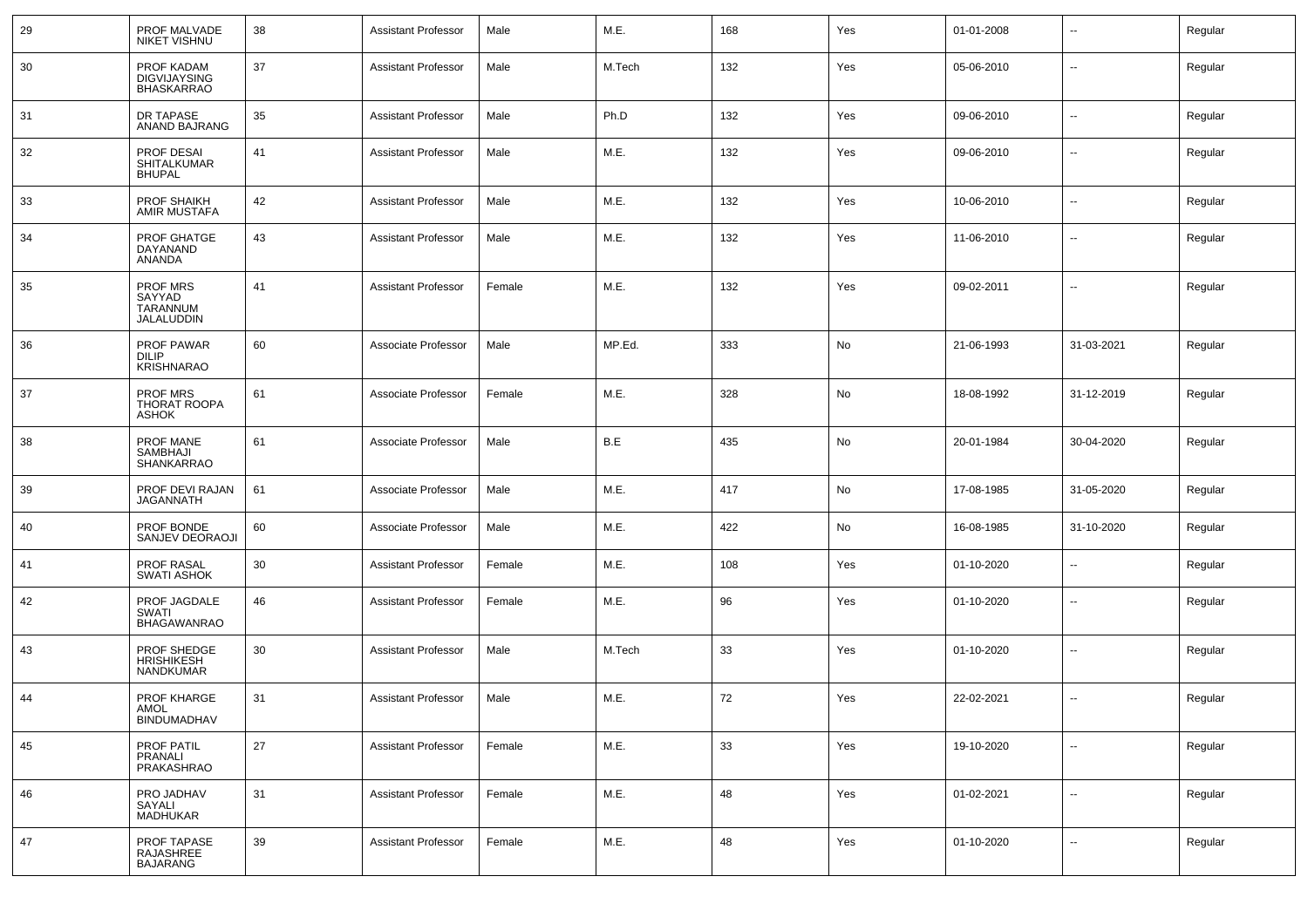| 29 | PROF MALVADE NIKET VISHNU | 38 | Assistant Professor | Male | M.E. | 168 | Yes | 01-01-2008 | -- | Regular |
|---|---|---|---|---|---|---|---|---|---|---|
| 30 | PROF KADAM DIGVIJAYSING BHASKARRAO | 37 | Assistant Professor | Male | M.Tech | 132 | Yes | 05-06-2010 | -- | Regular |
| 31 | DR TAPASE ANAND BAJRANG | 35 | Assistant Professor | Male | Ph.D | 132 | Yes | 09-06-2010 | -- | Regular |
| 32 | PROF DESAI SHITALKUMAR BHUPAL | 41 | Assistant Professor | Male | M.E. | 132 | Yes | 09-06-2010 | -- | Regular |
| 33 | PROF SHAIKH AMIR MUSTAFA | 42 | Assistant Professor | Male | M.E. | 132 | Yes | 10-06-2010 | -- | Regular |
| 34 | PROF GHATGE DAYANAND ANANDA | 43 | Assistant Professor | Male | M.E. | 132 | Yes | 11-06-2010 | -- | Regular |
| 35 | PROF MRS SAYYAD TARANNUM JALALUDDIN | 41 | Assistant Professor | Female | M.E. | 132 | Yes | 09-02-2011 | -- | Regular |
| 36 | PROF PAWAR DILIP KRISHNARAO | 60 | Associate Professor | Male | MP.Ed. | 333 | No | 21-06-1993 | 31-03-2021 | Regular |
| 37 | PROF MRS THORAT ROOPA ASHOK | 61 | Associate Professor | Female | M.E. | 328 | No | 18-08-1992 | 31-12-2019 | Regular |
| 38 | PROF MANE SAMBHAJI SHANKARRAO | 61 | Associate Professor | Male | B.E | 435 | No | 20-01-1984 | 30-04-2020 | Regular |
| 39 | PROF DEVI RAJAN JAGANNATH | 61 | Associate Professor | Male | M.E. | 417 | No | 17-08-1985 | 31-05-2020 | Regular |
| 40 | PROF BONDE SANJEV DEORAOJI | 60 | Associate Professor | Male | M.E. | 422 | No | 16-08-1985 | 31-10-2020 | Regular |
| 41 | PROF RASAL SWATI ASHOK | 30 | Assistant Professor | Female | M.E. | 108 | Yes | 01-10-2020 | -- | Regular |
| 42 | PROF JAGDALE SWATI BHAGAWANRAO | 46 | Assistant Professor | Female | M.E. | 96 | Yes | 01-10-2020 | -- | Regular |
| 43 | PROF SHEDGE HRISHIKESH NANDKUMAR | 30 | Assistant Professor | Male | M.Tech | 33 | Yes | 01-10-2020 | -- | Regular |
| 44 | PROF KHARGE AMOL BINDUMADHAV | 31 | Assistant Professor | Male | M.E. | 72 | Yes | 22-02-2021 | -- | Regular |
| 45 | PROF PATIL PRANALI PRAKASHRAO | 27 | Assistant Professor | Female | M.E. | 33 | Yes | 19-10-2020 | -- | Regular |
| 46 | PRO JADHAV SAYALI MADHUKAR | 31 | Assistant Professor | Female | M.E. | 48 | Yes | 01-02-2021 | -- | Regular |
| 47 | PROF TAPASE RAJASHREE BAJARANG | 39 | Assistant Professor | Female | M.E. | 48 | Yes | 01-10-2020 | -- | Regular |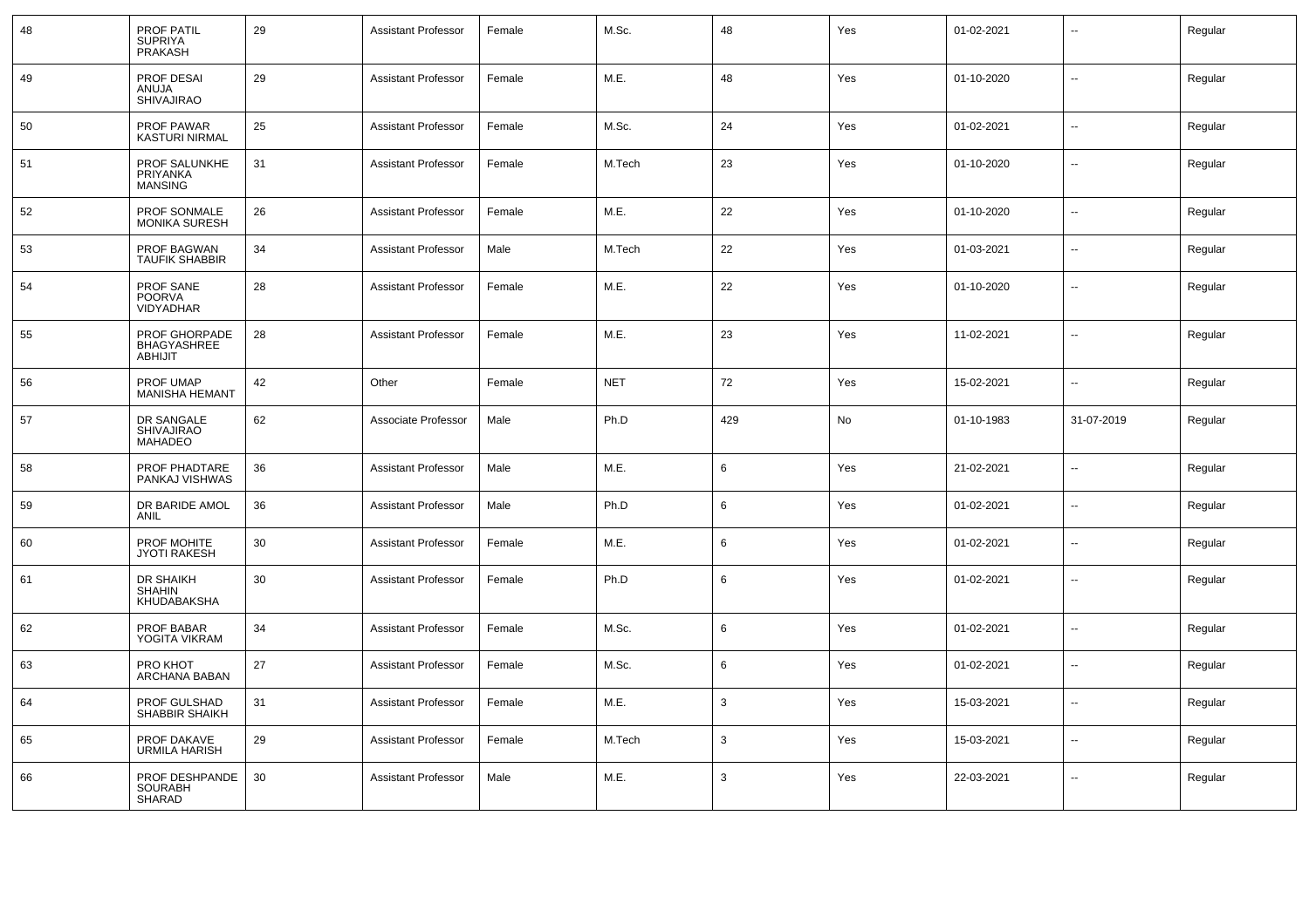| | | | | | | | | | | |
|---|---|---|---|---|---|---|---|---|---|---|
| 48 | PROF PATIL SUPRIYA PRAKASH | 29 | Assistant Professor | Female | M.Sc. | 48 | Yes | 01-02-2021 | -- | Regular |
| 49 | PROF DESAI ANUJA SHIVAJIRAO | 29 | Assistant Professor | Female | M.E. | 48 | Yes | 01-10-2020 | -- | Regular |
| 50 | PROF PAWAR KASTURI NIRMAL | 25 | Assistant Professor | Female | M.Sc. | 24 | Yes | 01-02-2021 | -- | Regular |
| 51 | PROF SALUNKHE PRIYANKA MANSING | 31 | Assistant Professor | Female | M.Tech | 23 | Yes | 01-10-2020 | -- | Regular |
| 52 | PROF SONMALE MONIKA SURESH | 26 | Assistant Professor | Female | M.E. | 22 | Yes | 01-10-2020 | -- | Regular |
| 53 | PROF BAGWAN TAUFIK SHABBIR | 34 | Assistant Professor | Male | M.Tech | 22 | Yes | 01-03-2021 | -- | Regular |
| 54 | PROF SANE POORVA VIDYADHAR | 28 | Assistant Professor | Female | M.E. | 22 | Yes | 01-10-2020 | -- | Regular |
| 55 | PROF GHORPADE BHAGYASHREE ABHIJIT | 28 | Assistant Professor | Female | M.E. | 23 | Yes | 11-02-2021 | -- | Regular |
| 56 | PROF UMAP MANISHA HEMANT | 42 | Other | Female | NET | 72 | Yes | 15-02-2021 | -- | Regular |
| 57 | DR SANGALE SHIVAJIRAO MAHADEO | 62 | Associate Professor | Male | Ph.D | 429 | No | 01-10-1983 | 31-07-2019 | Regular |
| 58 | PROF PHADTARE PANKAJ VISHWAS | 36 | Assistant Professor | Male | M.E. | 6 | Yes | 21-02-2021 | -- | Regular |
| 59 | DR BARIDE AMOL ANIL | 36 | Assistant Professor | Male | Ph.D | 6 | Yes | 01-02-2021 | -- | Regular |
| 60 | PROF MOHITE JYOTI RAKESH | 30 | Assistant Professor | Female | M.E. | 6 | Yes | 01-02-2021 | -- | Regular |
| 61 | DR SHAIKH SHAHIN KHUDABAKSHA | 30 | Assistant Professor | Female | Ph.D | 6 | Yes | 01-02-2021 | -- | Regular |
| 62 | PROF BABAR YOGITA VIKRAM | 34 | Assistant Professor | Female | M.Sc. | 6 | Yes | 01-02-2021 | -- | Regular |
| 63 | PRO KHOT ARCHANA BABAN | 27 | Assistant Professor | Female | M.Sc. | 6 | Yes | 01-02-2021 | -- | Regular |
| 64 | PROF GULSHAD SHABBIR SHAIKH | 31 | Assistant Professor | Female | M.E. | 3 | Yes | 15-03-2021 | -- | Regular |
| 65 | PROF DAKAVE URMILA HARISH | 29 | Assistant Professor | Female | M.Tech | 3 | Yes | 15-03-2021 | -- | Regular |
| 66 | PROF DESHPANDE SOURABH SHARAD | 30 | Assistant Professor | Male | M.E. | 3 | Yes | 22-03-2021 | -- | Regular |